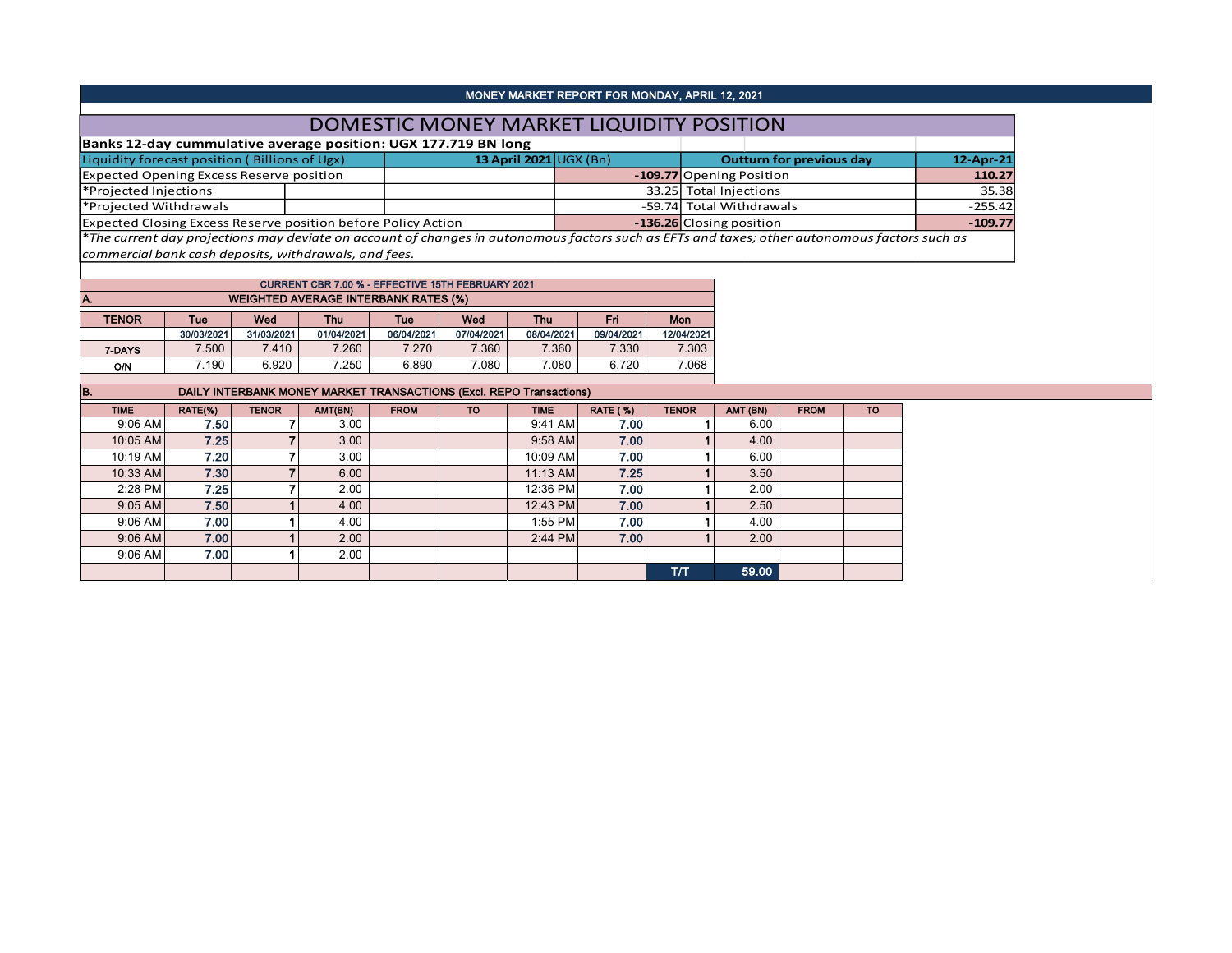MONEY MARKET REPORT FOR MONDAY, APRIL 12, 2021

# DOMESTIC MONEY MARKET LIQUIDITY POSITION

**Banks 12-day cummulative average position: UGX 177.719 BN long**

| Liquidity forecast position ( Billions of Ugx) | 13 April 2021 UGX (Bn) | Outturn for previous day | 12-Apr-21 |
|---|---|---|---|
| Expected Opening Excess Reserve position | **-109.77** | Opening Position | **110.27** |
| *Projected Injections | 33.25 | Total Injections | 35.38 |
| *Projected Withdrawals | -59.74 | Total Withdrawals | -255.42 |
| Expected Closing Excess Reserve position before Policy Action | **-136.26** | Closing position | **-109.77** |

*\*The current day projections may deviate on account of changes in autonomous factors such as EFTs and taxes; other autonomous factors such as commercial bank cash deposits, withdrawals, and fees.*

CURRENT CBR 7.00 % - EFFECTIVE 15TH FEBRUARY 2021

**A. WEIGHTED AVERAGE INTERBANK RATES (%)**

| TENOR | Tue | Wed | Thu | Tue | Wed | Thu | Fri | Mon |
|---|---|---|---|---|---|---|---|---|
| | 30/03/2021 | 31/03/2021 | 01/04/2021 | 06/04/2021 | 07/04/2021 | 08/04/2021 | 09/04/2021 | 12/04/2021 |
| 7-DAYS | 7.500 | 7.410 | 7.260 | 7.270 | 7.360 | 7.360 | 7.330 | 7.303 |
| O/N | 7.190 | 6.920 | 7.250 | 6.890 | 7.080 | 7.080 | 6.720 | 7.068 |

**B. DAILY INTERBANK MONEY MARKET TRANSACTIONS (Excl. REPO Transactions)**

| TIME | RATE(%) | TENOR | AMT(BN) | FROM | TO | TIME | RATE ( %) | TENOR | AMT (BN) | FROM | TO |
|---|---|---|---|---|---|---|---|---|---|---|---|
| 9:06 AM | 7.50 | 7 | 3.00 | | | 9:41 AM | 7.00 | 1 | 6.00 | | |
| 10:05 AM | 7.25 | 7 | 3.00 | | | 9:58 AM | 7.00 | 1 | 4.00 | | |
| 10:19 AM | 7.20 | 7 | 3.00 | | | 10:09 AM | 7.00 | 1 | 6.00 | | |
| 10:33 AM | 7.30 | 7 | 6.00 | | | 11:13 AM | 7.25 | 1 | 3.50 | | |
| 2:28 PM | 7.25 | 7 | 2.00 | | | 12:36 PM | 7.00 | 1 | 2.00 | | |
| 9:05 AM | 7.50 | 1 | 4.00 | | | 12:43 PM | 7.00 | 1 | 2.50 | | |
| 9:06 AM | 7.00 | 1 | 4.00 | | | 1:55 PM | 7.00 | 1 | 4.00 | | |
| 9:06 AM | 7.00 | 1 | 2.00 | | | 2:44 PM | 7.00 | 1 | 2.00 | | |
| 9:06 AM | 7.00 | 1 | 2.00 | | | | | | | | |
| | | | | | | | | T/T | 59.00 | | |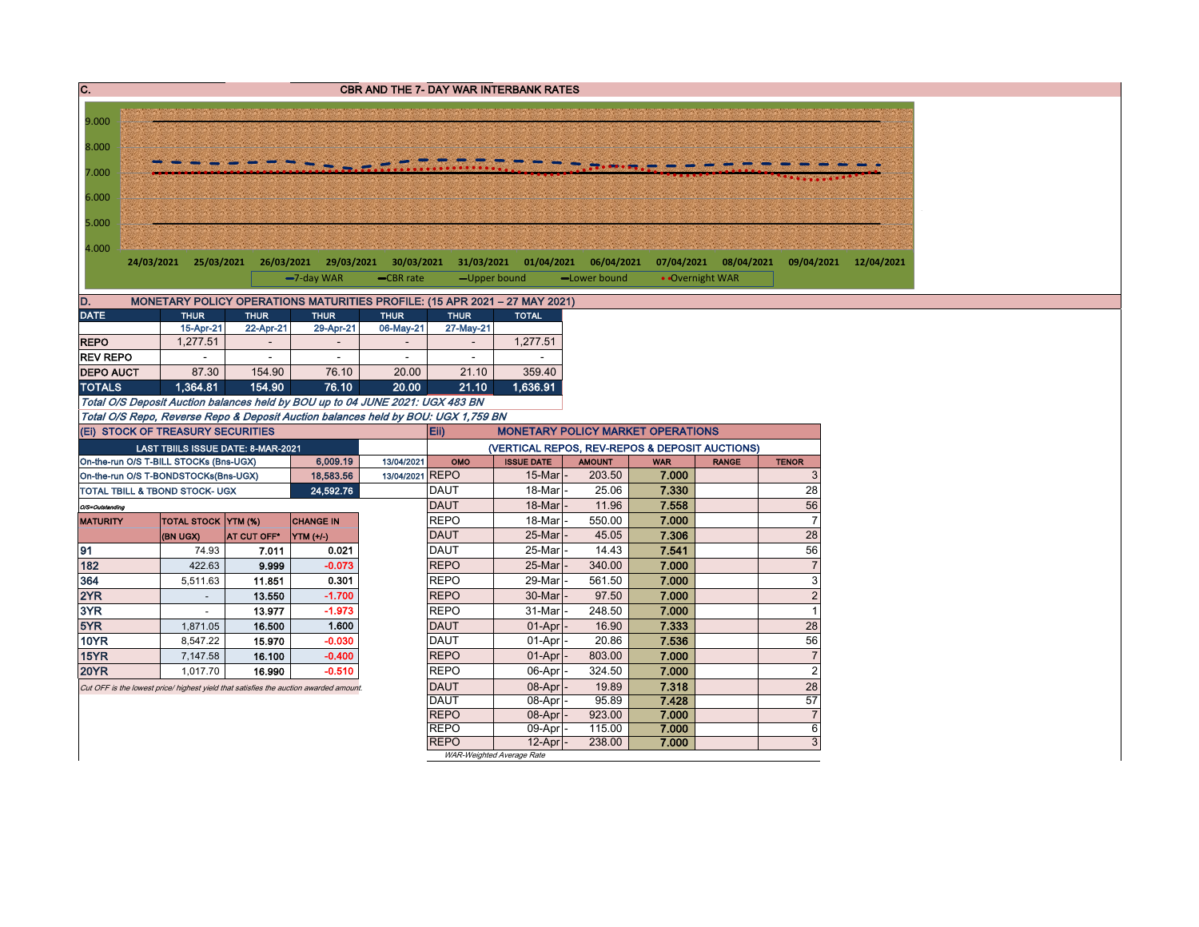## C. CBR AND THE 7- DAY WAR INTERBANK RATES

Chart axis values: 9.000, 8.000, 7.000, 6.000, 5.000, 4.000

Dates: 24/03/2021, 25/03/2021, 26/03/2021, 29/03/2021, 30/03/2021, 31/03/2021, 01/04/2021, 06/04/2021, 07/04/2021, 08/04/2021, 09/04/2021, 12/04/2021

Legend: 7-day WAR, CBR rate, Upper bound, Lower bound, Overnight WAR

## D. MONETARY POLICY OPERATIONS MATURITIES PROFILE: (15 APR 2021 – 27 MAY 2021)

| DATE | THUR | THUR | THUR | THUR | THUR | TOTAL |
|---|---|---|---|---|---|---|
| | 15-Apr-21 | 22-Apr-21 | 29-Apr-21 | 06-May-21 | 27-May-21 | |
| REPO | 1,277.51 | - | - | - | - | 1,277.51 |
| REV REPO | - | - | - | - | - | - |
| DEPO AUCT | 87.30 | 154.90 | 76.10 | 20.00 | 21.10 | 359.40 |
| TOTALS | 1,364.81 | 154.90 | 76.10 | 20.00 | 21.10 | 1,636.91 |

*Total O/S Deposit Auction balances held by BOU up to 04 JUNE 2021: UGX 483 BN*

*Total O/S Repo, Reverse Repo & Deposit Auction balances held by BOU: UGX 1,759 BN*

## (Ei) STOCK OF TREASURY SECURITIES

| LAST TBIILS ISSUE DATE: 8-MAR-2021 | | |
|---|---|---|
| On-the-run O/S T-BILL STOCKs (Bns-UGX) | 6,009.19 | 13/04/2021 |
| On-the-run O/S T-BONDSTOCKs(Bns-UGX) | 18,583.56 | 13/04/2021 |
| TOTAL TBILL & TBOND STOCK- UGX | 24,592.76 | |

O/S=Outstanding

| MATURITY | TOTAL STOCK (BN UGX) | YTM (%) AT CUT OFF* | CHANGE IN YTM (+/-) |
|---|---|---|---|
| 91 | 74.93 | 7.011 | 0.021 |
| 182 | 422.63 | 9.999 | -0.073 |
| 364 | 5,511.63 | 11.851 | 0.301 |
| 2YR | - | 13.550 | -1.700 |
| 3YR | - | 13.977 | -1.973 |
| 5YR | 1,871.05 | 16.500 | 1.600 |
| 10YR | 8,547.22 | 15.970 | -0.030 |
| 15YR | 7,147.58 | 16.100 | -0.400 |
| 20YR | 1,017.70 | 16.990 | -0.510 |

*Cut OFF is the lowest price/ highest yield that satisfies the auction awarded amount.*

## Eii) MONETARY POLICY MARKET OPERATIONS

(VERTICAL REPOS, REV-REPOS & DEPOSIT AUCTIONS)

| OMO | ISSUE DATE | AMOUNT | WAR | RANGE | TENOR |
|---|---|---|---|---|---|
| REPO | 15-Mar | 203.50 | 7.000 | | 3 |
| DAUT | 18-Mar | 25.06 | 7.330 | | 28 |
| DAUT | 18-Mar | 11.96 | 7.558 | | 56 |
| REPO | 18-Mar | 550.00 | 7.000 | | 7 |
| DAUT | 25-Mar | 45.05 | 7.306 | | 28 |
| DAUT | 25-Mar | 14.43 | 7.541 | | 56 |
| REPO | 25-Mar | 340.00 | 7.000 | | 7 |
| REPO | 29-Mar | 561.50 | 7.000 | | 3 |
| REPO | 30-Mar | 97.50 | 7.000 | | 2 |
| REPO | 31-Mar | 248.50 | 7.000 | | 1 |
| DAUT | 01-Apr | 16.90 | 7.333 | | 28 |
| DAUT | 01-Apr | 20.86 | 7.536 | | 56 |
| REPO | 01-Apr | 803.00 | 7.000 | | 7 |
| REPO | 06-Apr | 324.50 | 7.000 | | 2 |
| DAUT | 08-Apr | 19.89 | 7.318 | | 28 |
| DAUT | 08-Apr | 95.89 | 7.428 | | 57 |
| REPO | 08-Apr | 923.00 | 7.000 | | 7 |
| REPO | 09-Apr | 115.00 | 7.000 | | 6 |
| REPO | 12-Apr | 238.00 | 7.000 | | 3 |

*WAR-Weighted Average Rate*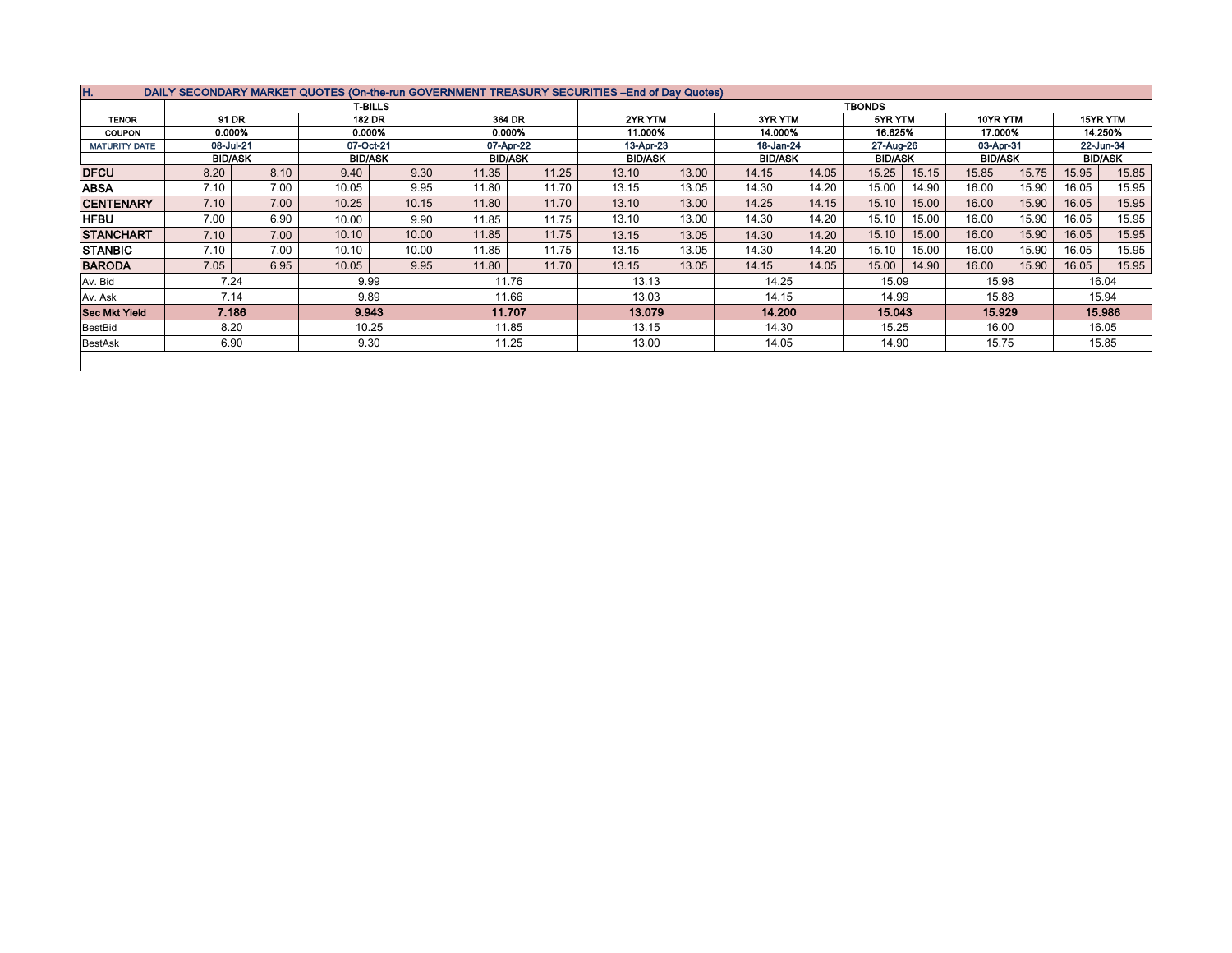| H. | DAILY SECONDARY MARKET QUOTES (On-the-run GOVERNMENT TREASURY SECURITIES –End of Day Quotes) | | | | | | | | | | | | | | | |
|---|---|---|---|---|---|---|---|---|---|---|---|---|---|---|---|---|
| | T-BILLS | | | | | | TBONDS | | | | | | | | | |
| TENOR | 91 DR | | 182 DR | | 364 DR | | 2YR YTM | | 3YR YTM | | 5YR YTM | | 10YR YTM | | 15YR YTM | |
| COUPON | 0.000% | | 0.000% | | 0.000% | | 11.000% | | 14.000% | | 16.625% | | 17.000% | | 14.250% | |
| MATURITY DATE | 08-Jul-21 | | 07-Oct-21 | | 07-Apr-22 | | 13-Apr-23 | | 18-Jan-24 | | 27-Aug-26 | | 03-Apr-31 | | 22-Jun-34 | |
| | BID/ASK | | BID/ASK | | BID/ASK | | BID/ASK | | BID/ASK | | BID/ASK | | BID/ASK | | BID/ASK | |
| **DFCU** | 8.20 | 8.10 | 9.40 | 9.30 | 11.35 | 11.25 | 13.10 | 13.00 | 14.15 | 14.05 | 15.25 | 15.15 | 15.85 | 15.75 | 15.95 | 15.85 |
| **ABSA** | 7.10 | 7.00 | 10.05 | 9.95 | 11.80 | 11.70 | 13.15 | 13.05 | 14.30 | 14.20 | 15.00 | 14.90 | 16.00 | 15.90 | 16.05 | 15.95 |
| **CENTENARY** | 7.10 | 7.00 | 10.25 | 10.15 | 11.80 | 11.70 | 13.10 | 13.00 | 14.25 | 14.15 | 15.10 | 15.00 | 16.00 | 15.90 | 16.05 | 15.95 |
| **HFBU** | 7.00 | 6.90 | 10.00 | 9.90 | 11.85 | 11.75 | 13.10 | 13.00 | 14.30 | 14.20 | 15.10 | 15.00 | 16.00 | 15.90 | 16.05 | 15.95 |
| **STANCHART** | 7.10 | 7.00 | 10.10 | 10.00 | 11.85 | 11.75 | 13.15 | 13.05 | 14.30 | 14.20 | 15.10 | 15.00 | 16.00 | 15.90 | 16.05 | 15.95 |
| **STANBIC** | 7.10 | 7.00 | 10.10 | 10.00 | 11.85 | 11.75 | 13.15 | 13.05 | 14.30 | 14.20 | 15.10 | 15.00 | 16.00 | 15.90 | 16.05 | 15.95 |
| **BARODA** | 7.05 | 6.95 | 10.05 | 9.95 | 11.80 | 11.70 | 13.15 | 13.05 | 14.15 | 14.05 | 15.00 | 14.90 | 16.00 | 15.90 | 16.05 | 15.95 |
| Av. Bid | 7.24 | | 9.99 | | 11.76 | | 13.13 | | 14.25 | | 15.09 | | 15.98 | | 16.04 | |
| Av. Ask | 7.14 | | 9.89 | | 11.66 | | 13.03 | | 14.15 | | 14.99 | | 15.88 | | 15.94 | |
| **Sec Mkt Yield** | **7.186** | | **9.943** | | **11.707** | | **13.079** | | **14.200** | | **15.043** | | **15.929** | | **15.986** | |
| BestBid | 8.20 | | 10.25 | | 11.85 | | 13.15 | | 14.30 | | 15.25 | | 16.00 | | 16.05 | |
| BestAsk | 6.90 | | 9.30 | | 11.25 | | 13.00 | | 14.05 | | 14.90 | | 15.75 | | 15.85 | |